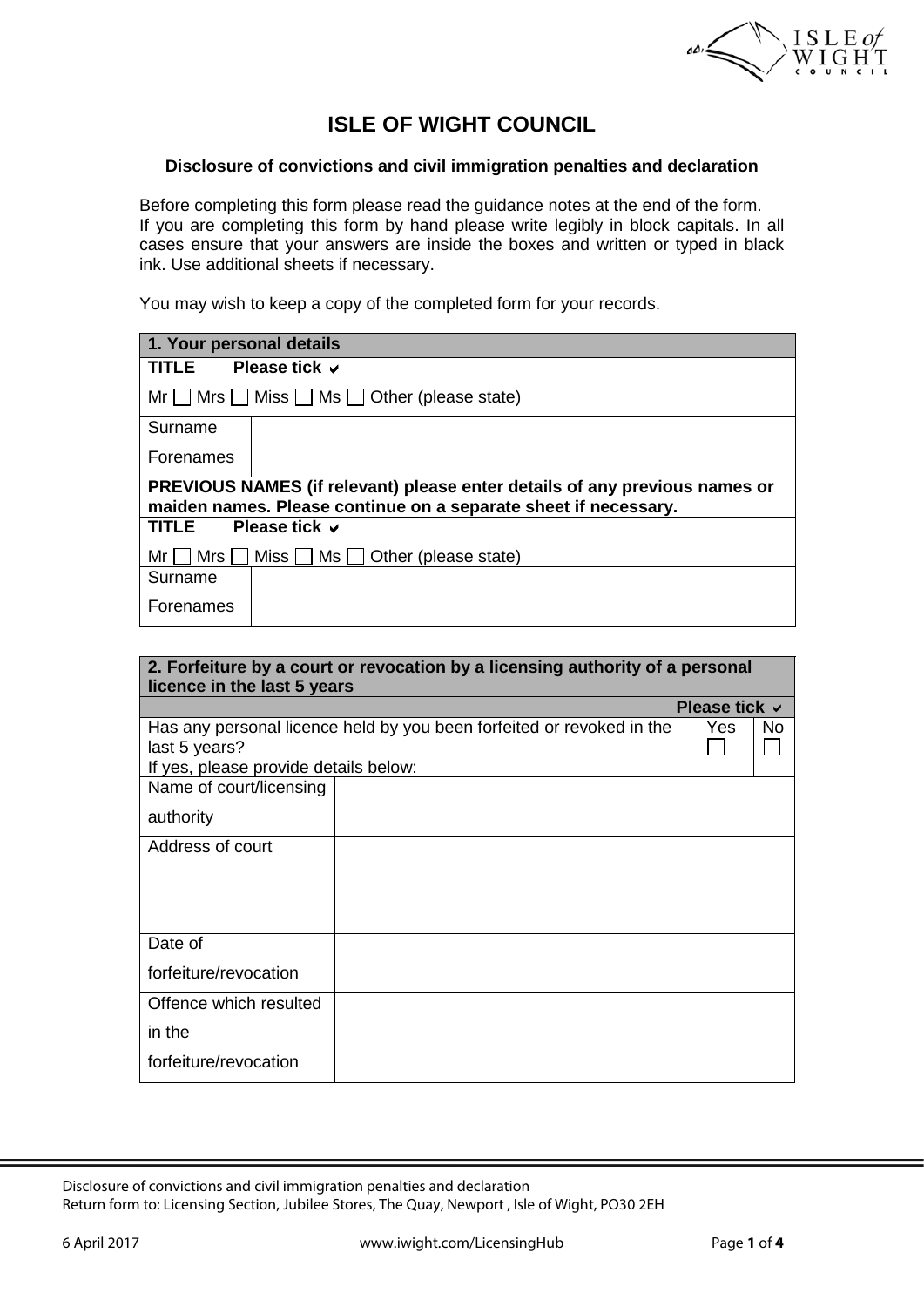# ISLE OF WIGHT COUNCIL

### Disclosure of convictions and civil immigration penalties and declaration

Before completing this form please read the guidance notes at the end of the form. If you are completing this form by hand please write legibly in block capitals. In all cases ensure that your answers are inside the boxes and written or typed in black ink. Use additional sheets if necessary.

You may wish to keep a copy of the completed form for your records.

| **1. Your personal details** | |
|---|---|
| **TITLE Please tick ✔** | |
| Mr ☐ Mrs ☐ Miss ☐ Ms ☐ Other (please state) | |
| Surname | |
| Forenames | |
| **PREVIOUS NAMES (if relevant) please enter details of any previous names or maiden names. Please continue on a separate sheet if necessary.** | |
| **TITLE Please tick ✔** | |
| Mr ☐ Mrs ☐ Miss ☐ Ms ☐ Other (please state) | |
| Surname | |
| Forenames | |

| **2. Forfeiture by a court or revocation by a licensing authority of a personal licence in the last 5 years** | | |
|---|---|---|
| | **Please tick ✔** | |
| Has any personal licence held by you been forfeited or revoked in the last 5 years? If yes, please provide details below: | Yes ☐ | No ☐ |
| Name of court/licensing authority | | |
| Address of court | | |
| Date of forfeiture/revocation | | |
| Offence which resulted in the forfeiture/revocation | | |

Disclosure of convictions and civil immigration penalties and declaration
Return form to: Licensing Section, Jubilee Stores, The Quay, Newport , Isle of Wight, PO30 2EH

6 April 2017 www.iwight.com/LicensingHub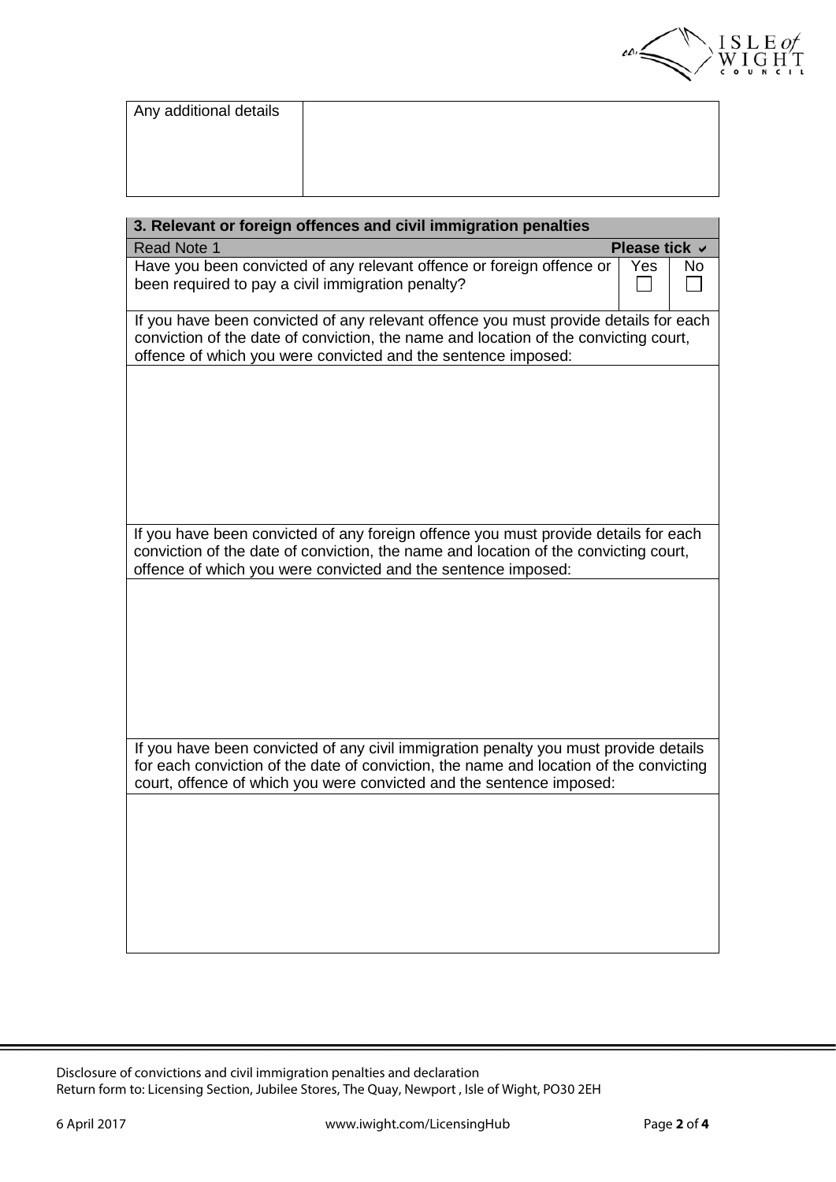| Any additional details | |
|---|---|

| 3. Relevant or foreign offences and civil immigration penalties | | |
|---|---|---|
| Read Note 1 | **Please tick ✓** | |
| Have you been convicted of any relevant offence or foreign offence or been required to pay a civil immigration penalty? | Yes ☐ | No ☐ |
| If you have been convicted of any relevant offence you must provide details for each conviction of the date of conviction, the name and location of the convicting court, offence of which you were convicted and the sentence imposed: | | |
| | | |
| If you have been convicted of any foreign offence you must provide details for each conviction of the date of conviction, the name and location of the convicting court, offence of which you were convicted and the sentence imposed: | | |
| | | |
| If you have been convicted of any civil immigration penalty you must provide details for each conviction of the date of conviction, the name and location of the convicting court, offence of which you were convicted and the sentence imposed: | | |
| | | |

Disclosure of convictions and civil immigration penalties and declaration
Return form to: Licensing Section, Jubilee Stores, The Quay, Newport , Isle of Wight, PO30 2EH

6 April 2017 www.iwight.com/LicensingHub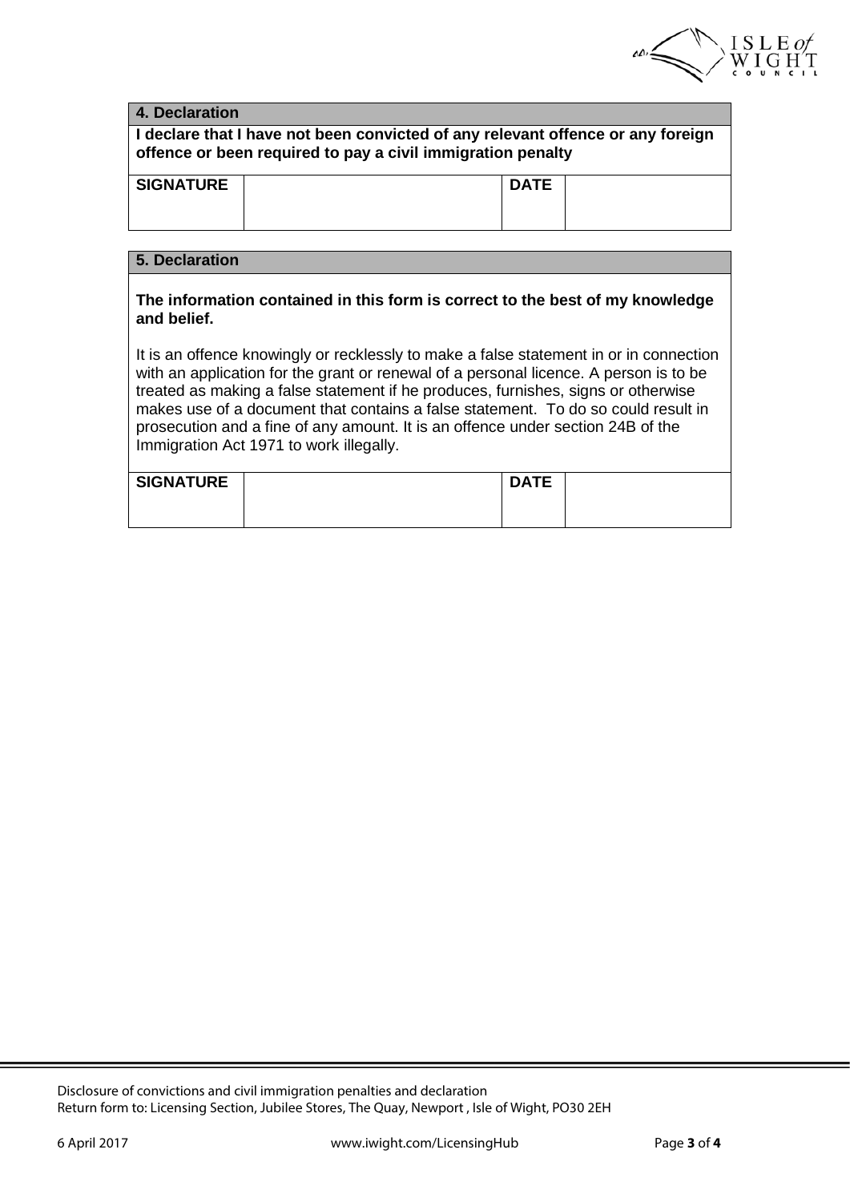## 4. Declaration

**I declare that I have not been convicted of any relevant offence or any foreign offence or been required to pay a civil immigration penalty**

| **SIGNATURE** | | **DATE** | |
|---|---|---|---|

## 5. Declaration

**The information contained in this form is correct to the best of my knowledge and belief.**

It is an offence knowingly or recklessly to make a false statement in or in connection with an application for the grant or renewal of a personal licence. A person is to be treated as making a false statement if he produces, furnishes, signs or otherwise makes use of a document that contains a false statement. To do so could result in prosecution and a fine of any amount. It is an offence under section 24B of the Immigration Act 1971 to work illegally.

| **SIGNATURE** | | **DATE** | |
|---|---|---|---|

Disclosure of convictions and civil immigration penalties and declaration
Return form to: Licensing Section, Jubilee Stores, The Quay, Newport , Isle of Wight, PO30 2EH

6 April 2017 www.iwight.com/LicensingHub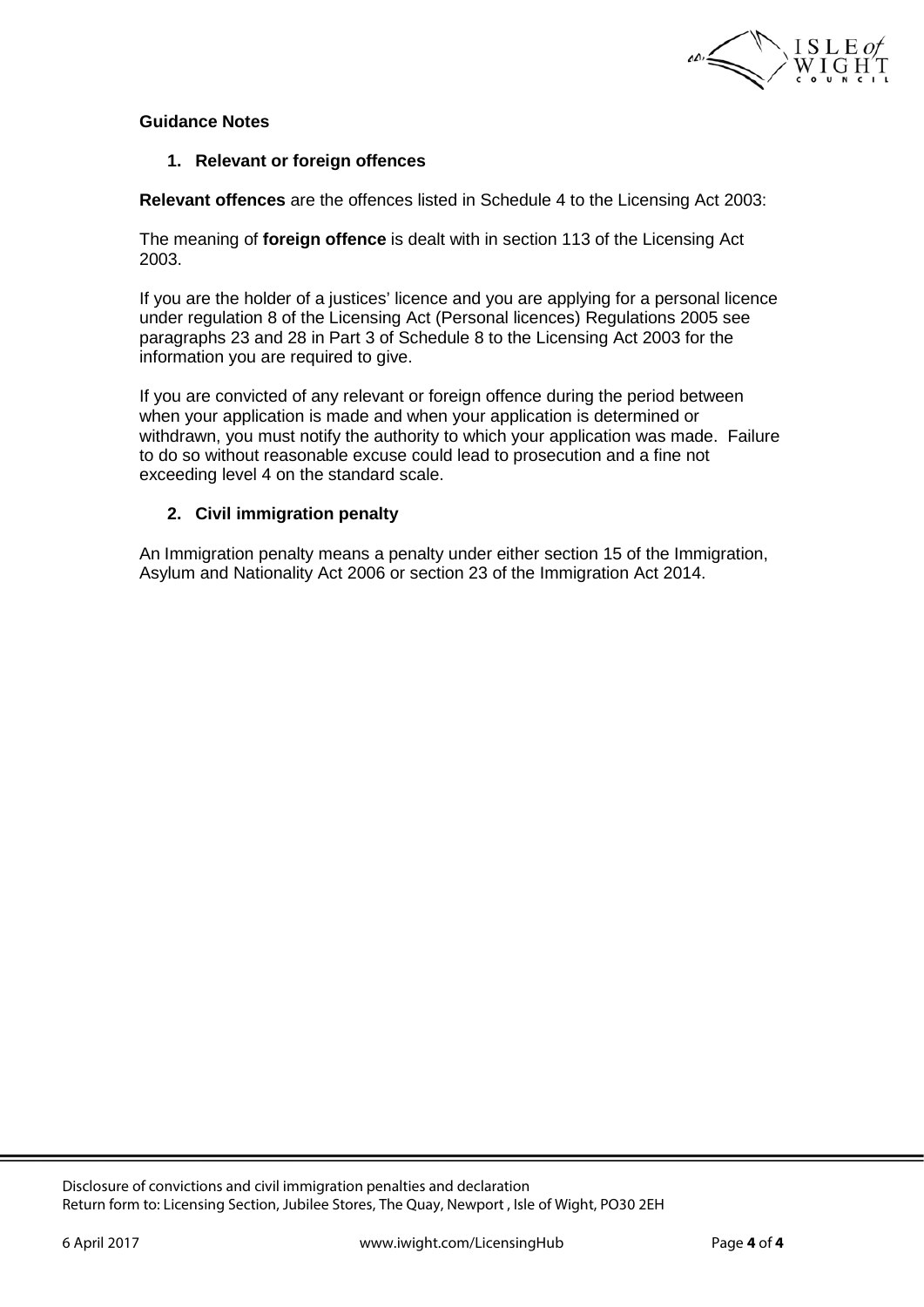**Guidance Notes**

## 1. Relevant or foreign offences

**Relevant offences** are the offences listed in Schedule 4 to the Licensing Act 2003:

The meaning of **foreign offence** is dealt with in section 113 of the Licensing Act 2003.

If you are the holder of a justices' licence and you are applying for a personal licence under regulation 8 of the Licensing Act (Personal licences) Regulations 2005 see paragraphs 23 and 28 in Part 3 of Schedule 8 to the Licensing Act 2003 for the information you are required to give.

If you are convicted of any relevant or foreign offence during the period between when your application is made and when your application is determined or withdrawn, you must notify the authority to which your application was made. Failure to do so without reasonable excuse could lead to prosecution and a fine not exceeding level 4 on the standard scale.

## 2. Civil immigration penalty

An Immigration penalty means a penalty under either section 15 of the Immigration, Asylum and Nationality Act 2006 or section 23 of the Immigration Act 2014.